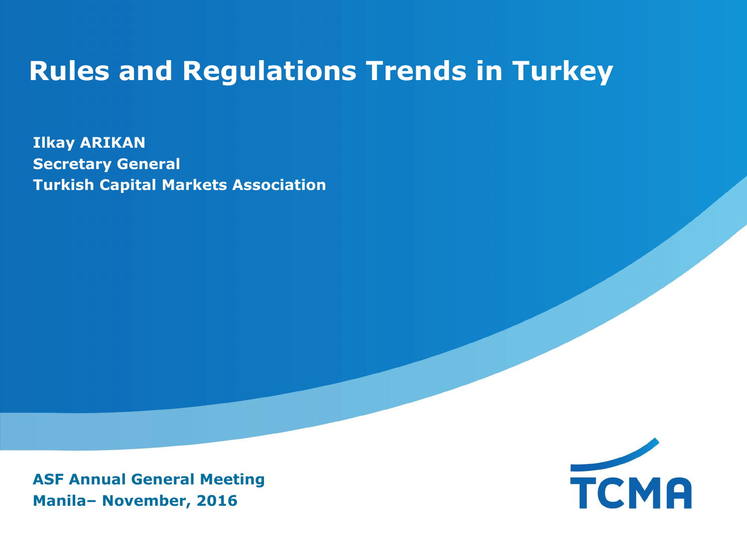# Rules and Regulations Trends in Turkey

**Ilkay ARIKAN**
**Secretary General**
**Turkish Capital Markets Association**

**ASF Annual General Meeting**
**Manila– November, 2016**

TCMA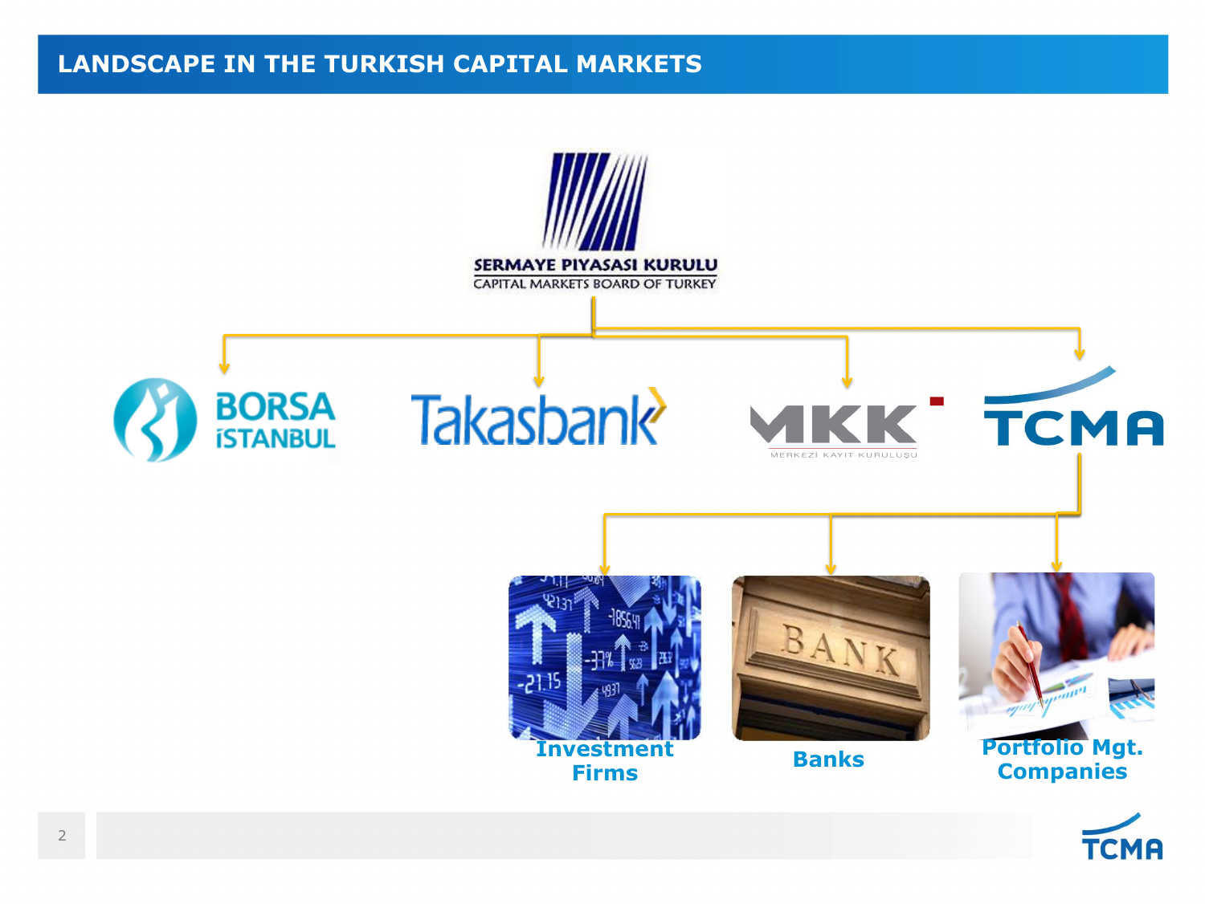# LANDSCAPE IN THE TURKISH CAPITAL MARKETS

SERMAYE PIYASASI KURULU
CAPITAL MARKETS BOARD OF TURKEY

BORSA İSTANBUL

Takasbank

MKK
MERKEZİ KAYIT KURULUŞU

TCMA

Investment Firms

Banks

Portfolio Mgt. Companies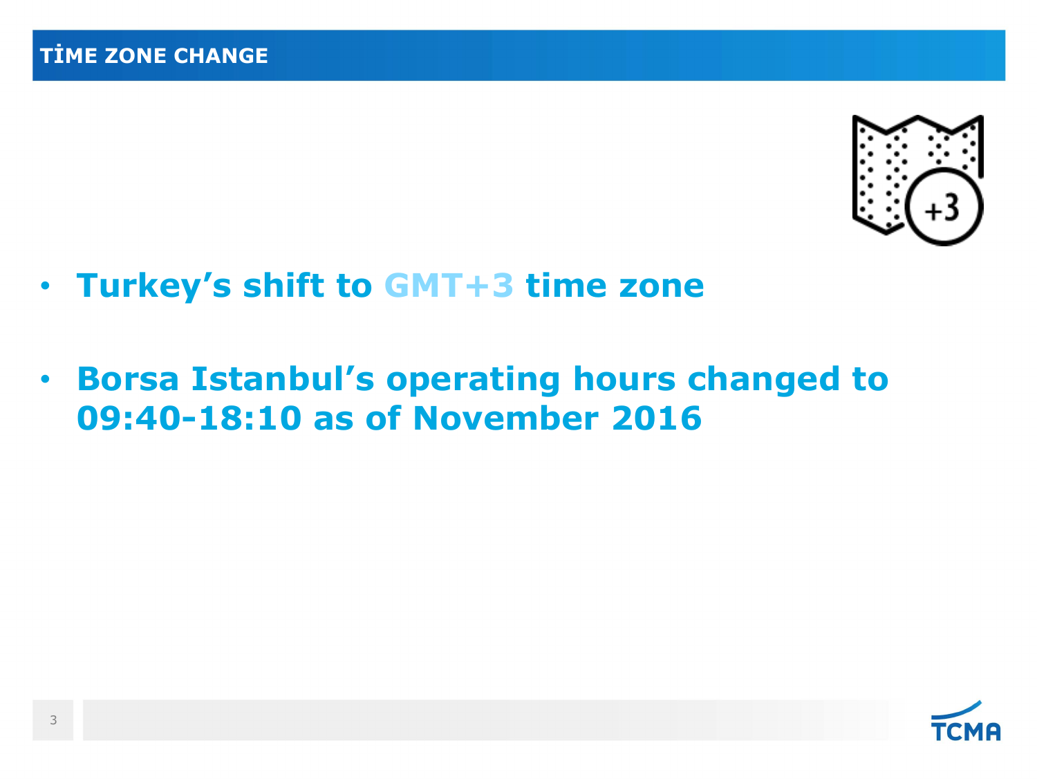# TİME ZONE CHANGE

- **Turkey's shift to GMT+3 time zone**
- **Borsa Istanbul's operating hours changed to 09:40-18:10 as of November 2016**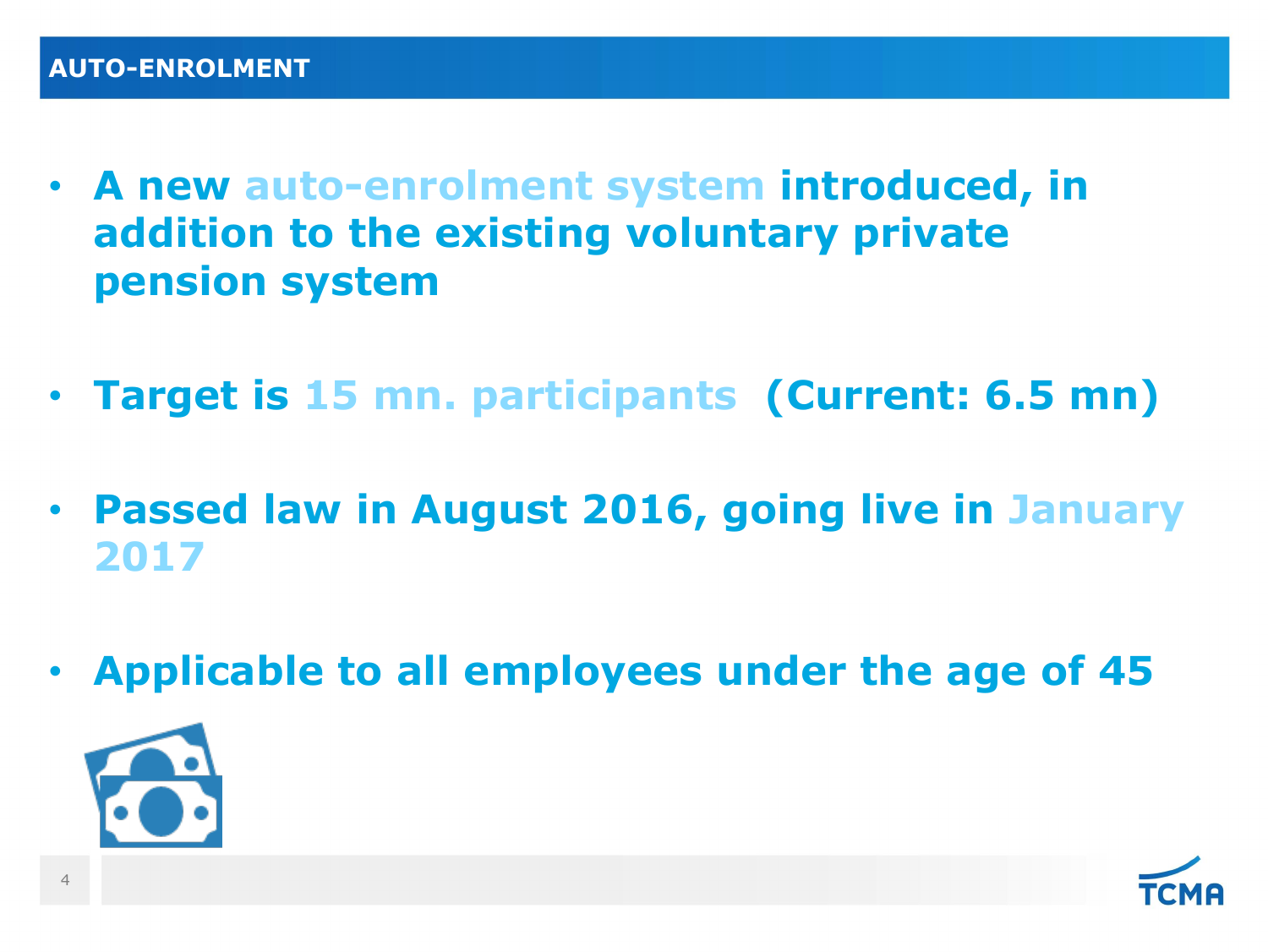# AUTO-ENROLMENT

- **A new auto-enrolment system introduced, in addition to the existing voluntary private pension system**
- **Target is 15 mn. participants (Current: 6.5 mn)**
- **Passed law in August 2016, going live in January 2017**
- **Applicable to all employees under the age of 45**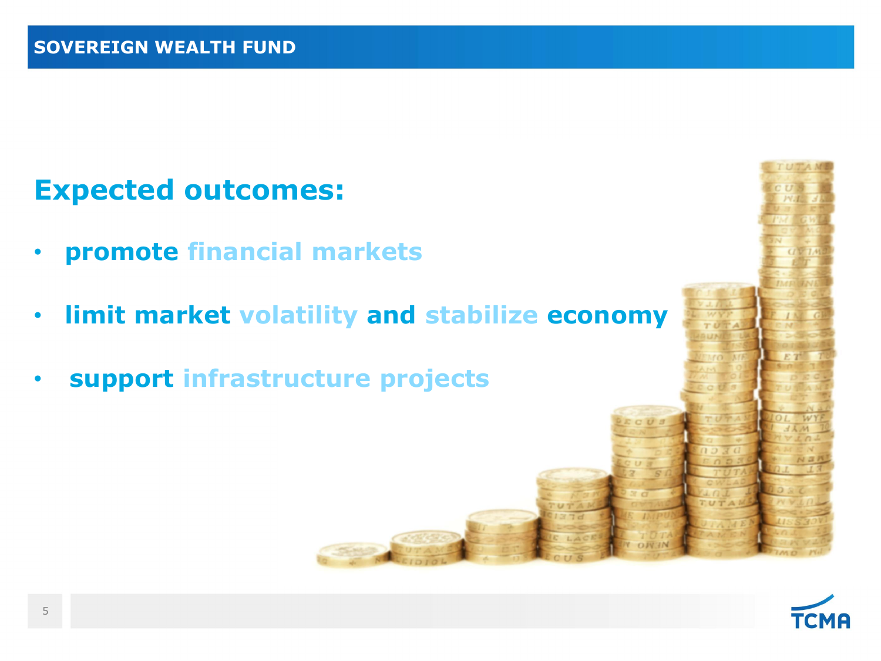## SOVEREIGN WEALTH FUND

### Expected outcomes:

- promote financial markets
- limit market volatility and stabilize economy
- support infrastructure projects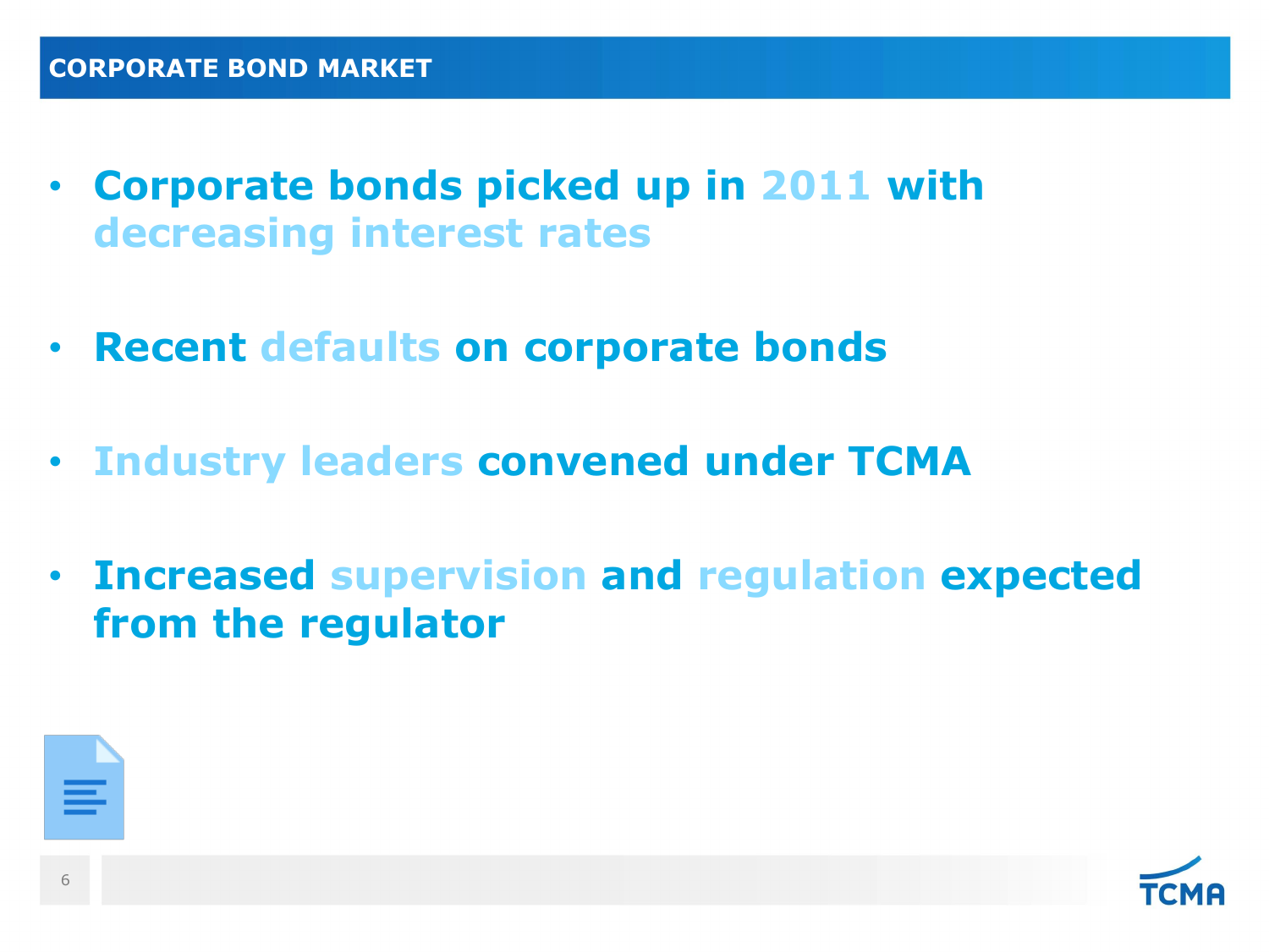## CORPORATE BOND MARKET

- **Corporate bonds picked up in 2011 with decreasing interest rates**
- **Recent defaults on corporate bonds**
- **Industry leaders convened under TCMA**
- **Increased supervision and regulation expected from the regulator**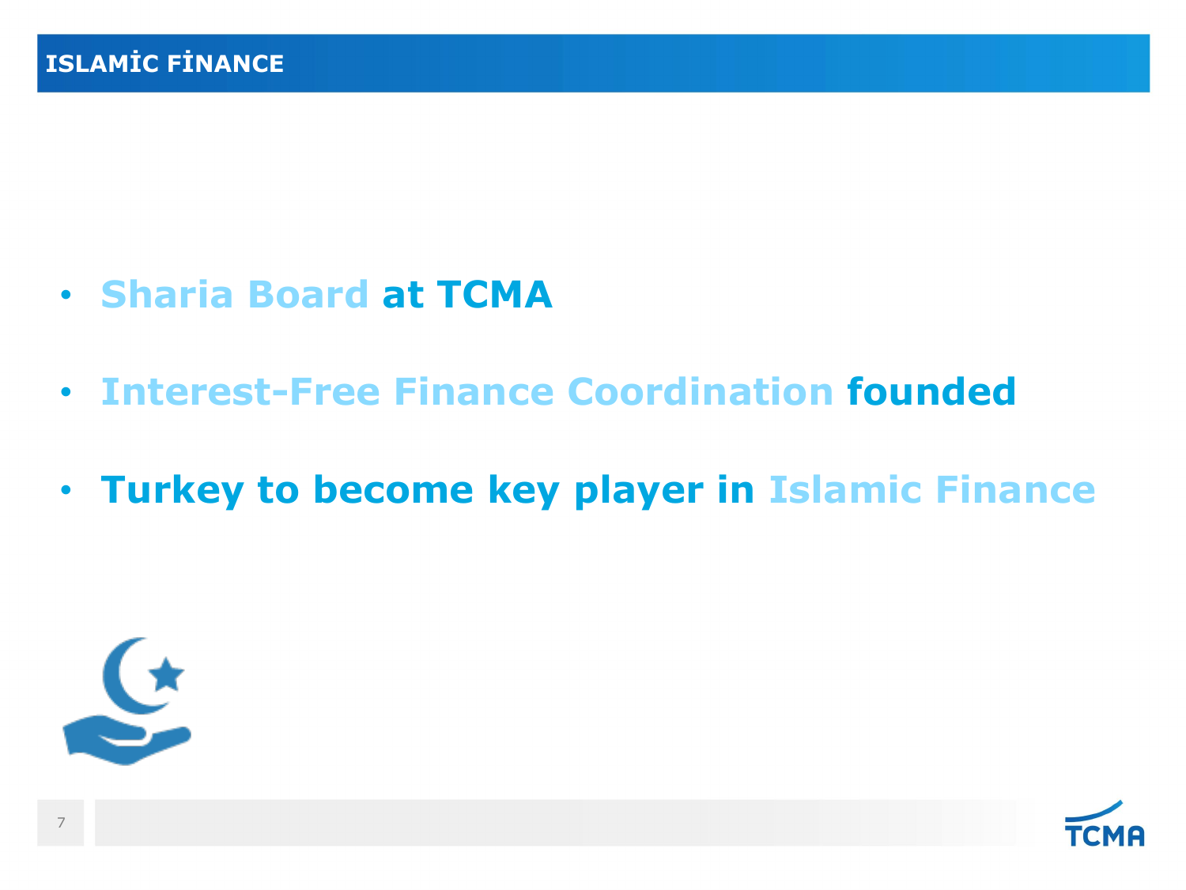## ISLAMİC FİNANCE

- **Sharia Board at TCMA**
- **Interest-Free Finance Coordination founded**
- **Turkey to become key player in Islamic Finance**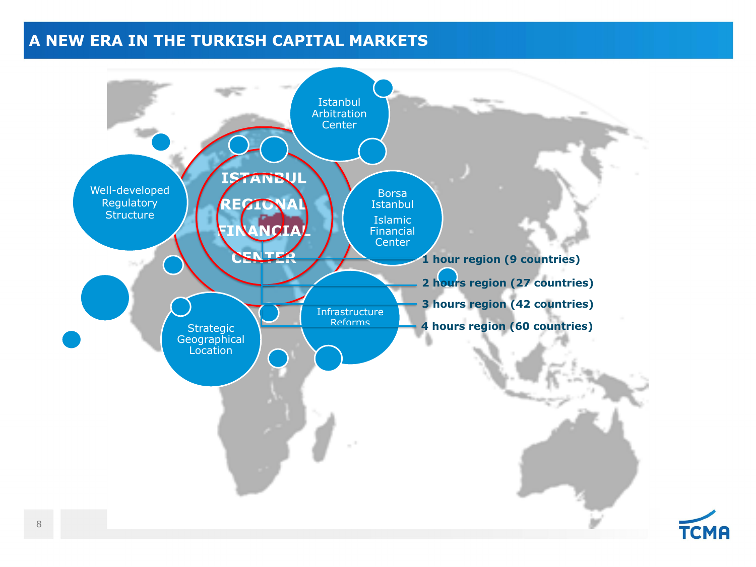# A NEW ERA IN THE TURKISH CAPITAL MARKETS

ISTANBUL REGIONAL FINANCIAL CENTER

- Istanbul Arbitration Center
- Well-developed Regulatory Structure
- Borsa Istanbul
- Islamic Financial Center
- Strategic Geographical Location
- Infrastructure Reforms

**1 hour region (9 countries)**

**2 hours region (27 countries)**

**3 hours region (42 countries)**

**4 hours region (60 countries)**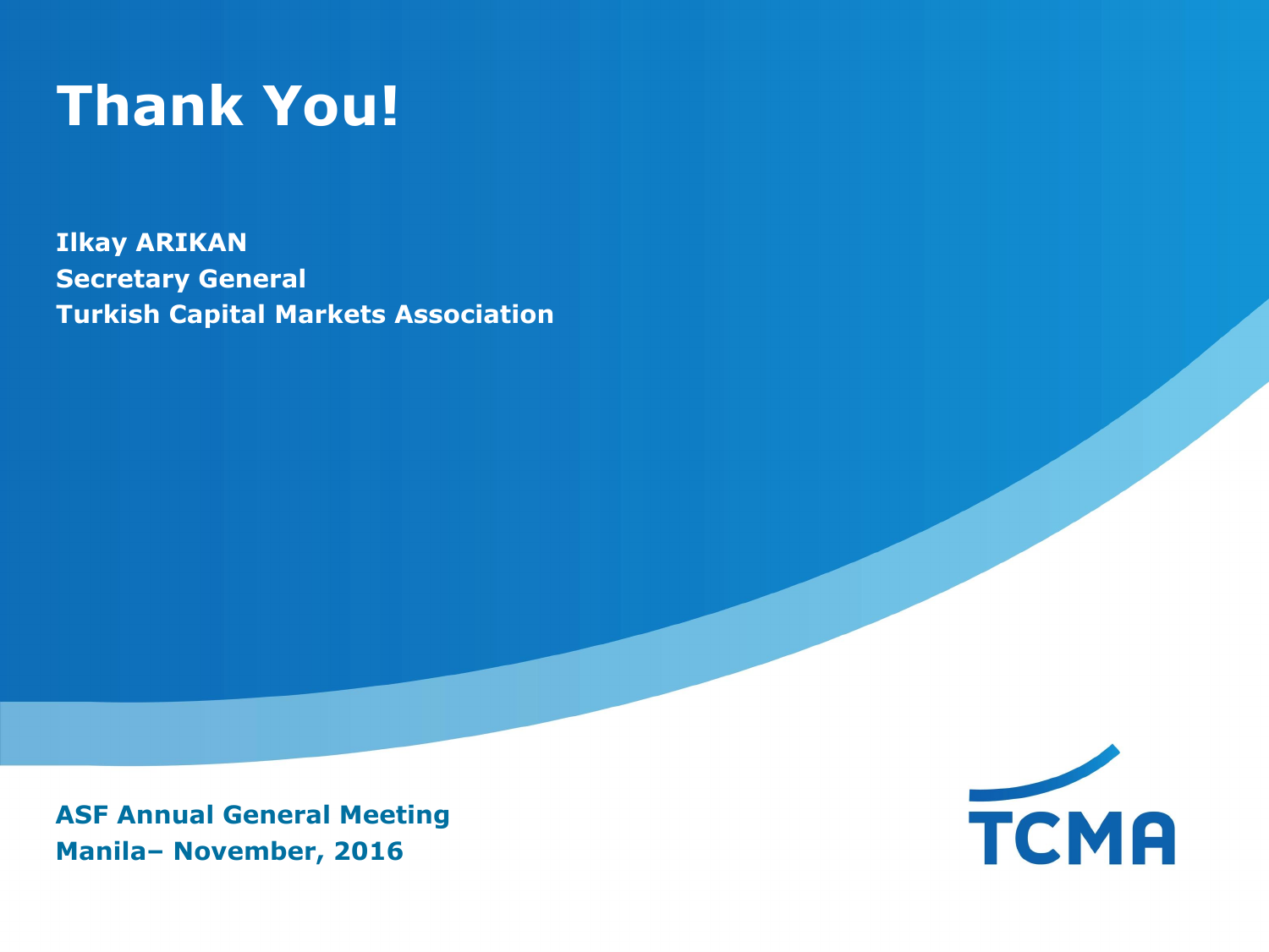# Thank You!

**Ilkay ARIKAN**
**Secretary General**
**Turkish Capital Markets Association**

**ASF Annual General Meeting**
**Manila– November, 2016**

TCMA